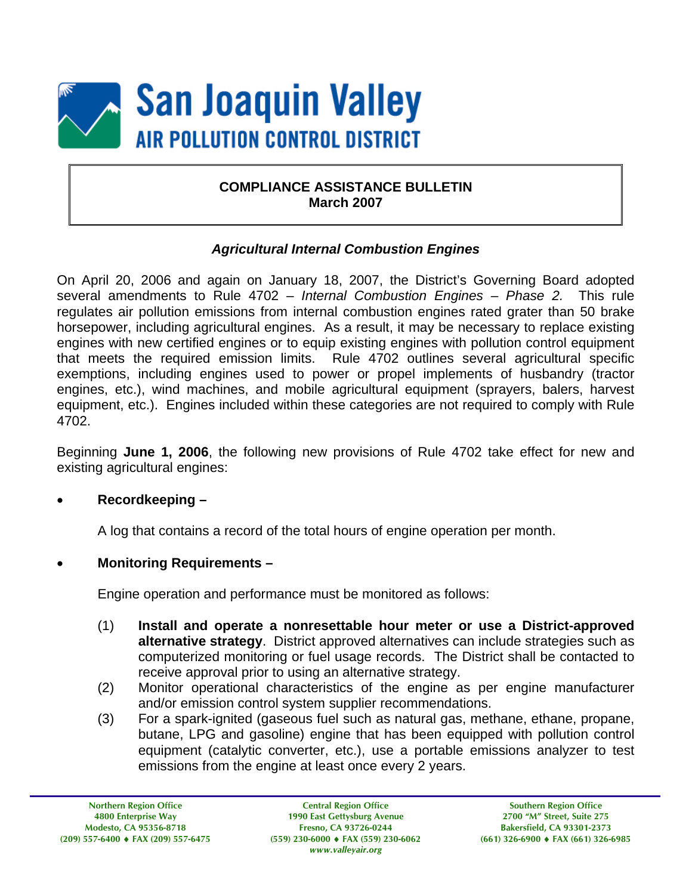# San Joaquin Valley
## AIR POLLUTION CONTROL DISTRICT

**COMPLIANCE ASSISTANCE BULLETIN**
**March 2007**

### *Agricultural Internal Combustion Engines*

On April 20, 2006 and again on January 18, 2007, the District's Governing Board adopted several amendments to Rule 4702 – *Internal Combustion Engines – Phase 2.* This rule regulates air pollution emissions from internal combustion engines rated grater than 50 brake horsepower, including agricultural engines. As a result, it may be necessary to replace existing engines with new certified engines or to equip existing engines with pollution control equipment that meets the required emission limits. Rule 4702 outlines several agricultural specific exemptions, including engines used to power or propel implements of husbandry (tractor engines, etc.), wind machines, and mobile agricultural equipment (sprayers, balers, harvest equipment, etc.). Engines included within these categories are not required to comply with Rule 4702.

Beginning **June 1, 2006**, the following new provisions of Rule 4702 take effect for new and existing agricultural engines:

- **Recordkeeping –**

  A log that contains a record of the total hours of engine operation per month.

- **Monitoring Requirements –**

  Engine operation and performance must be monitored as follows:

  (1) **Install and operate a nonresettable hour meter or use a District-approved alternative strategy**. District approved alternatives can include strategies such as computerized monitoring or fuel usage records. The District shall be contacted to receive approval prior to using an alternative strategy.
  
  (2) Monitor operational characteristics of the engine as per engine manufacturer and/or emission control system supplier recommendations.
  
  (3) For a spark-ignited (gaseous fuel such as natural gas, methane, ethane, propane, butane, LPG and gasoline) engine that has been equipped with pollution control equipment (catalytic converter, etc.), use a portable emissions analyzer to test emissions from the engine at least once every 2 years.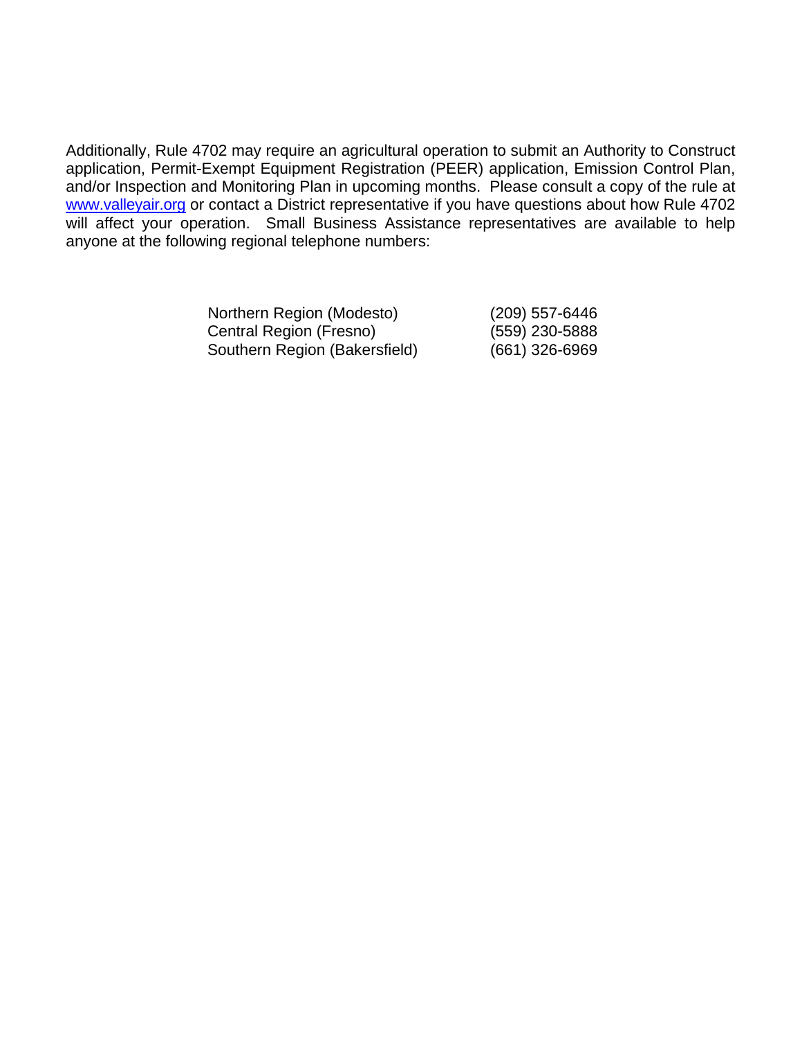Additionally, Rule 4702 may require an agricultural operation to submit an Authority to Construct application, Permit-Exempt Equipment Registration (PEER) application, Emission Control Plan, and/or Inspection and Monitoring Plan in upcoming months. Please consult a copy of the rule at [www.valleyair.org](http://www.valleyair.org) or contact a District representative if you have questions about how Rule 4702 will affect your operation. Small Business Assistance representatives are available to help anyone at the following regional telephone numbers:

| | |
|---|---|
| Northern Region (Modesto) | (209) 557-6446 |
| Central Region (Fresno) | (559) 230-5888 |
| Southern Region (Bakersfield) | (661) 326-6969 |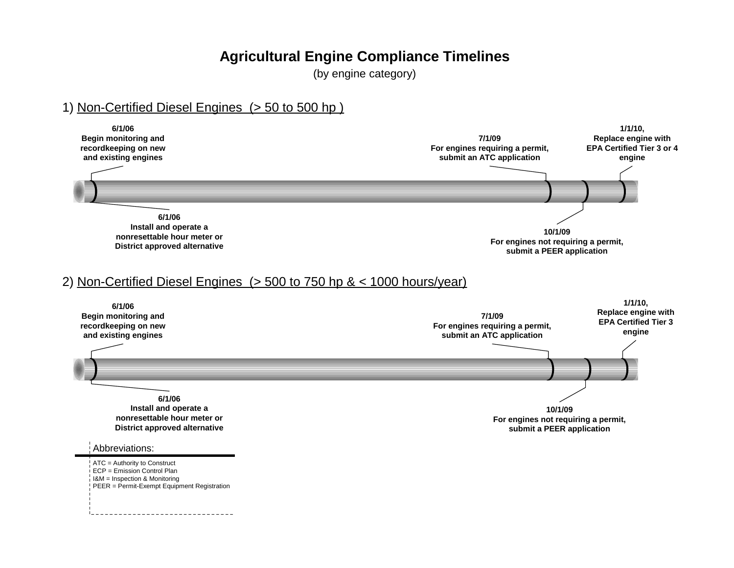# Agricultural Engine Compliance Timelines

(by engine category)

## 1) Non-Certified Diesel Engines (> 50 to 500 hp )

- **6/1/06** Begin monitoring and recordkeeping on new and existing engines
- **6/1/06** Install and operate a nonresettable hour meter or District approved alternative
- **7/1/09** For engines requiring a permit, submit an ATC application
- **10/1/09** For engines not requiring a permit, submit a PEER application
- **1/1/10,** Replace engine with EPA Certified Tier 3 or 4 engine

## 2) Non-Certified Diesel Engines (> 500 to 750 hp & < 1000 hours/year)

- **6/1/06** Begin monitoring and recordkeeping on new and existing engines
- **6/1/06** Install and operate a nonresettable hour meter or District approved alternative
- **7/1/09** For engines requiring a permit, submit an ATC application
- **10/1/09** For engines not requiring a permit, submit a PEER application
- **1/1/10,** Replace engine with EPA Certified Tier 3 engine

Abbreviations:

ATC = Authority to Construct
ECP = Emission Control Plan
I&M = Inspection & Monitoring
PEER = Permit-Exempt Equipment Registration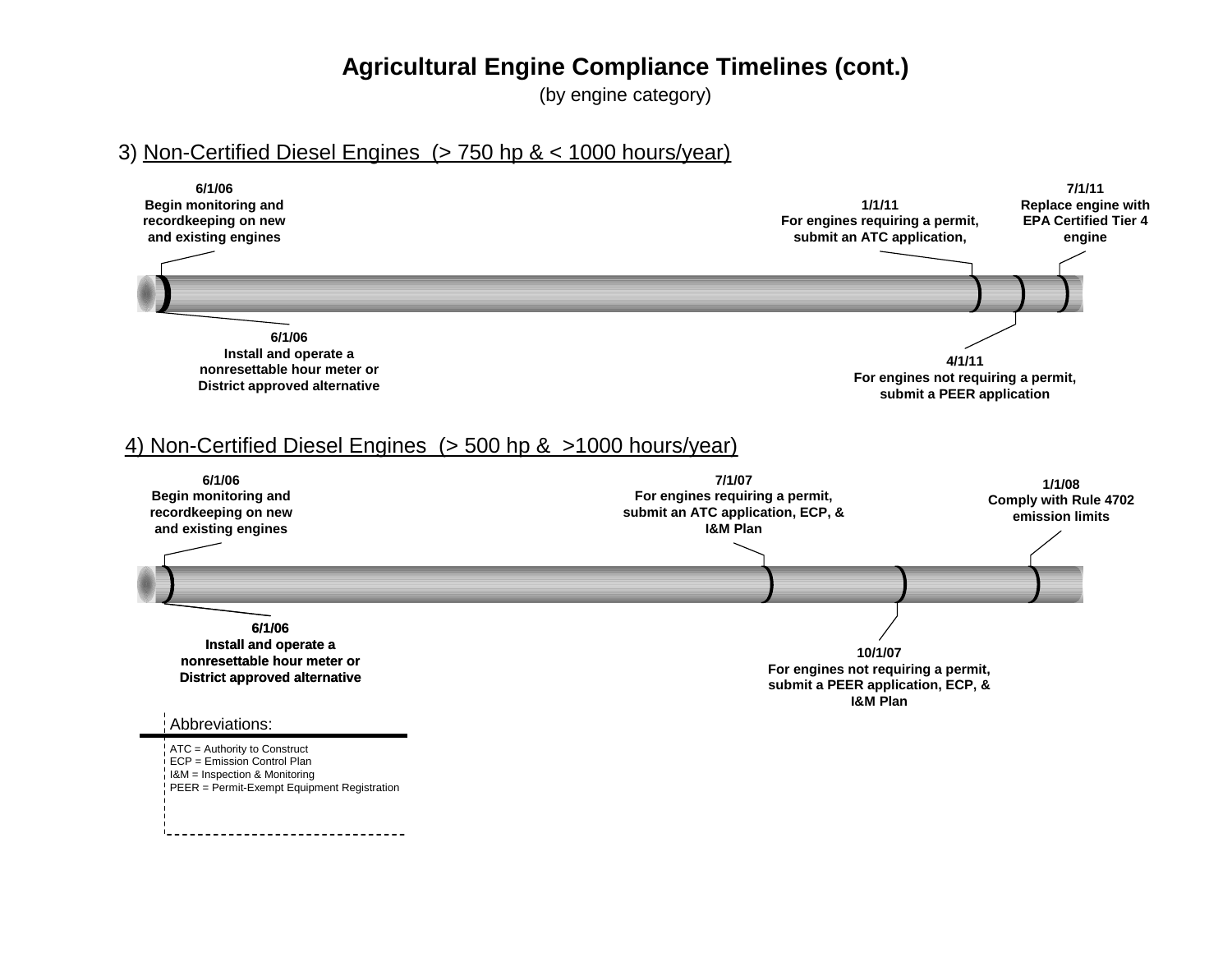# Agricultural Engine Compliance Timelines (cont.)

(by engine category)

## 3) Non-Certified Diesel Engines (> 750 hp & < 1000 hours/year)

**6/1/06**
**Begin monitoring and recordkeeping on new and existing engines**

**6/1/06**
**Install and operate a nonresettable hour meter or District approved alternative**

**1/1/11**
**For engines requiring a permit, submit an ATC application,**

**4/1/11**
**For engines not requiring a permit, submit a PEER application**

**7/1/11**
**Replace engine with EPA Certified Tier 4 engine**

## 4) Non-Certified Diesel Engines (> 500 hp & >1000 hours/year)

**6/1/06**
**Begin monitoring and recordkeeping on new and existing engines**

**6/1/06**
**Install and operate a nonresettable hour meter or District approved alternative**

**7/1/07**
**For engines requiring a permit, submit an ATC application, ECP, & I&M Plan**

**10/1/07**
**For engines not requiring a permit, submit a PEER application, ECP, & I&M Plan**

**1/1/08**
**Comply with Rule 4702 emission limits**

Abbreviations:

ATC = Authority to Construct
ECP = Emission Control Plan
I&M = Inspection & Monitoring
PEER = Permit-Exempt Equipment Registration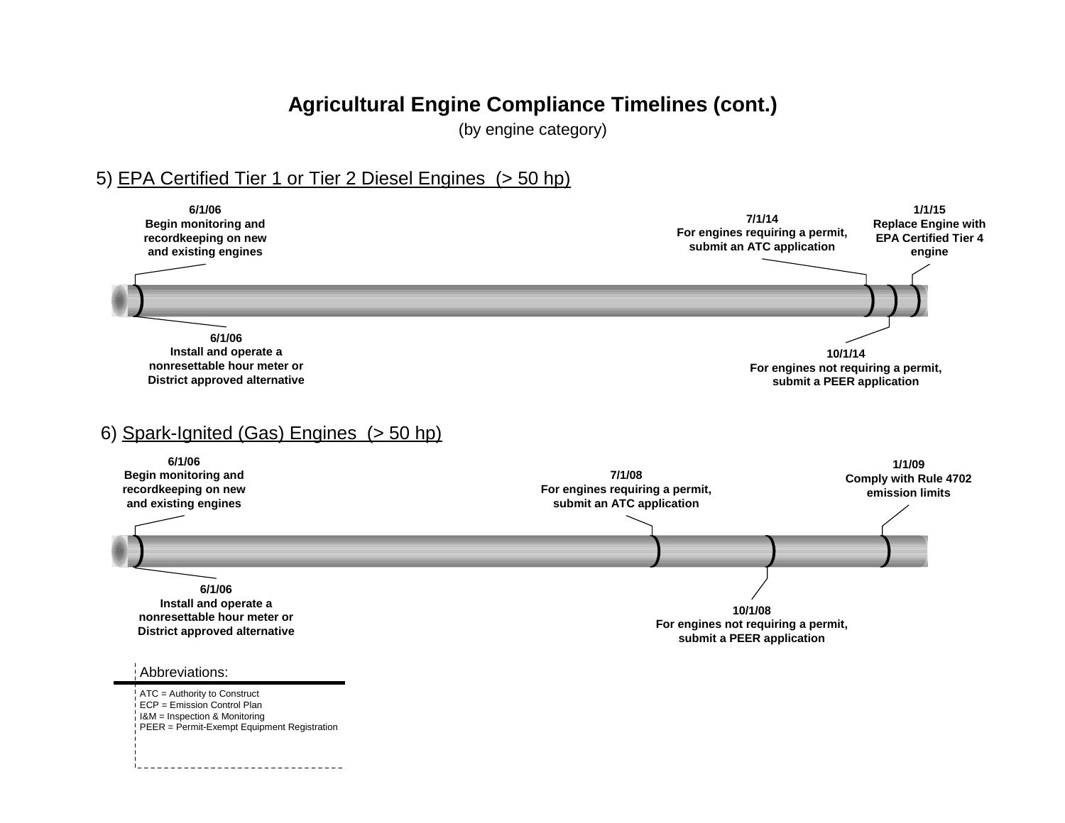# Agricultural Engine Compliance Timelines (cont.)

(by engine category)

## 5) EPA Certified Tier 1 or Tier 2 Diesel Engines (> 50 hp)

**6/1/06**
**Begin monitoring and recordkeeping on new and existing engines**

**7/1/14**
**For engines requiring a permit, submit an ATC application**

**1/1/15**
**Replace Engine with EPA Certified Tier 4 engine**

**6/1/06**
**Install and operate a nonresettable hour meter or District approved alternative**

**10/1/14**
**For engines not requiring a permit, submit a PEER application**

## 6) Spark-Ignited (Gas) Engines (> 50 hp)

**6/1/06**
**Begin monitoring and recordkeeping on new and existing engines**

**7/1/08**
**For engines requiring a permit, submit an ATC application**

**1/1/09**
**Comply with Rule 4702 emission limits**

**6/1/06**
**Install and operate a nonresettable hour meter or District approved alternative**

**10/1/08**
**For engines not requiring a permit, submit a PEER application**

Abbreviations:

ATC = Authority to Construct
ECP = Emission Control Plan
I&M = Inspection & Monitoring
PEER = Permit-Exempt Equipment Registration